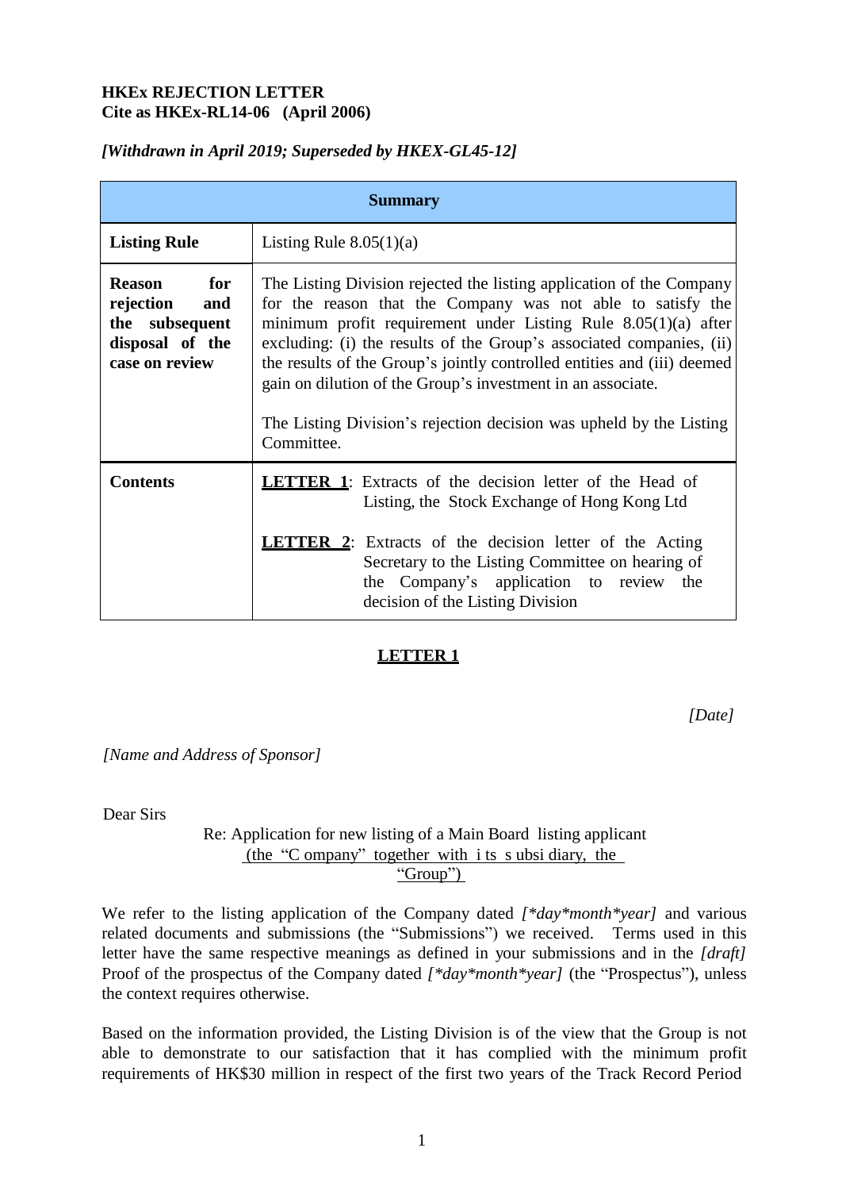**HKEx REJECTION LETTER**
**Cite as HKEx-RL14-06 (April 2006)**

***[Withdrawn in April 2019; Superseded by HKEX-GL45-12]***

| **Summary** | |
|---|---|
| **Listing Rule** | Listing Rule 8.05(1)(a) |
| **Reason for rejection and the subsequent disposal of the case on review** | The Listing Division rejected the listing application of the Company for the reason that the Company was not able to satisfy the minimum profit requirement under Listing Rule 8.05(1)(a) after excluding: (i) the results of the Group's associated companies, (ii) the results of the Group's jointly controlled entities and (iii) deemed gain on dilution of the Group's investment in an associate.<br><br>The Listing Division's rejection decision was upheld by the Listing Committee. |
| **Contents** | **LETTER 1**: Extracts of the decision letter of the Head of Listing, the Stock Exchange of Hong Kong Ltd<br><br>**LETTER 2**: Extracts of the decision letter of the Acting Secretary to the Listing Committee on hearing of the Company's application to review the decision of the Listing Division |

## LETTER 1

*[Date]*

*[Name and Address of Sponsor]*

Dear Sirs

Re: Application for new listing of a Main Board listing applicant (the "Company" together with its subsidiary, the "Group")

We refer to the listing application of the Company dated *[\*day\*month\*year]* and various related documents and submissions (the "Submissions") we received. Terms used in this letter have the same respective meanings as defined in your submissions and in the *[draft]* Proof of the prospectus of the Company dated *[\*day\*month\*year]* (the "Prospectus"), unless the context requires otherwise.

Based on the information provided, the Listing Division is of the view that the Group is not able to demonstrate to our satisfaction that it has complied with the minimum profit requirements of HK$30 million in respect of the first two years of the Track Record Period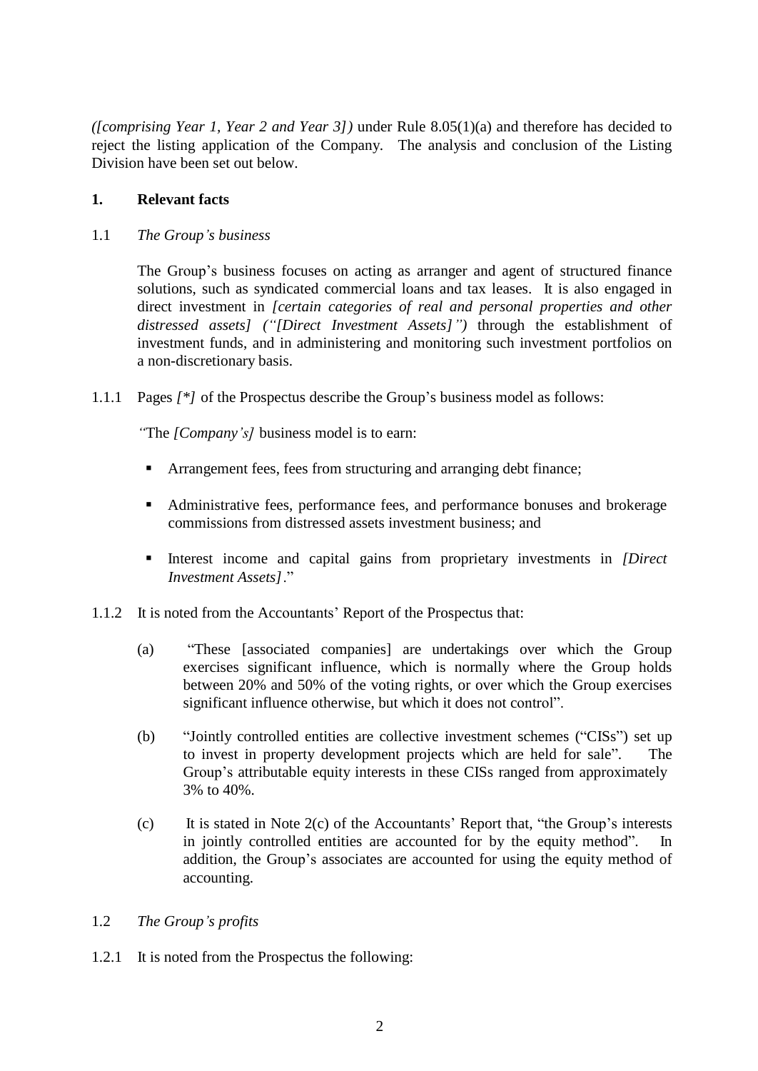*([comprising Year 1, Year 2 and Year 3])* under Rule 8.05(1)(a) and therefore has decided to reject the listing application of the Company. The analysis and conclusion of the Listing Division have been set out below.

## 1. Relevant facts

### 1.1 *The Group's business*

The Group's business focuses on acting as arranger and agent of structured finance solutions, such as syndicated commercial loans and tax leases. It is also engaged in direct investment in *[certain categories of real and personal properties and other distressed assets] ("[Direct Investment Assets]")* through the establishment of investment funds, and in administering and monitoring such investment portfolios on a non-discretionary basis.

1.1.1 Pages *[*]* of the Prospectus describe the Group's business model as follows:

"The *[Company's]* business model is to earn:

- Arrangement fees, fees from structuring and arranging debt finance;
- Administrative fees, performance fees, and performance bonuses and brokerage commissions from distressed assets investment business; and
- Interest income and capital gains from proprietary investments in *[Direct Investment Assets]*."

1.1.2 It is noted from the Accountants' Report of the Prospectus that:

(a) "These [associated companies] are undertakings over which the Group exercises significant influence, which is normally where the Group holds between 20% and 50% of the voting rights, or over which the Group exercises significant influence otherwise, but which it does not control".

(b) "Jointly controlled entities are collective investment schemes ("CISs") set up to invest in property development projects which are held for sale". The Group's attributable equity interests in these CISs ranged from approximately 3% to 40%.

(c) It is stated in Note 2(c) of the Accountants' Report that, "the Group's interests in jointly controlled entities are accounted for by the equity method". In addition, the Group's associates are accounted for using the equity method of accounting.

### 1.2 *The Group's profits*

1.2.1 It is noted from the Prospectus the following: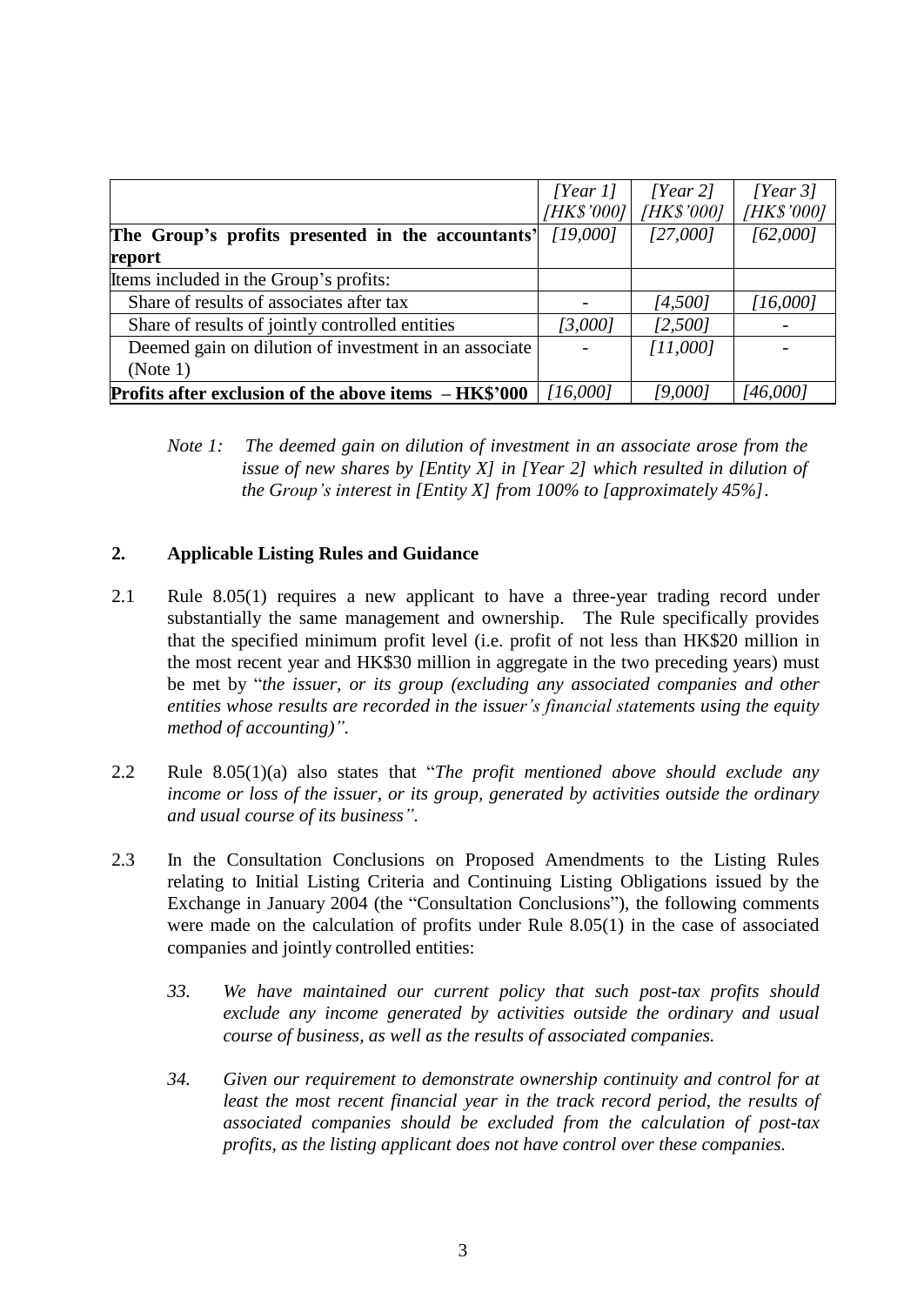| | *[Year 1]* *[HK$'000]* | *[Year 2]* *[HK$'000]* | *[Year 3]* *[HK$'000]* |
|---|---|---|---|
| **The Group's profits presented in the accountants' report** | *[19,000]* | *[27,000]* | *[62,000]* |
| Items included in the Group's profits: | | | |
| Share of results of associates after tax | - | *[4,500]* | *[16,000]* |
| Share of results of jointly controlled entities | *[3,000]* | *[2,500]* | - |
| Deemed gain on dilution of investment in an associate (Note 1) | - | *[11,000]* | - |
| **Profits after exclusion of the above items – HK$'000** | *[16,000]* | *[9,000]* | *[46,000]* |

*Note 1: The deemed gain on dilution of investment in an associate arose from the issue of new shares by [Entity X] in [Year 2] which resulted in dilution of the Group's interest in [Entity X] from 100% to [approximately 45%].*

## 2. Applicable Listing Rules and Guidance

2.1 Rule 8.05(1) requires a new applicant to have a three-year trading record under substantially the same management and ownership. The Rule specifically provides that the specified minimum profit level (i.e. profit of not less than HK$20 million in the most recent year and HK$30 million in aggregate in the two preceding years) must be met by "*the issuer, or its group (excluding any associated companies and other entities whose results are recorded in the issuer's financial statements using the equity method of accounting)"*.

2.2 Rule 8.05(1)(a) also states that "*The profit mentioned above should exclude any income or loss of the issuer, or its group, generated by activities outside the ordinary and usual course of its business"*.

2.3 In the Consultation Conclusions on Proposed Amendments to the Listing Rules relating to Initial Listing Criteria and Continuing Listing Obligations issued by the Exchange in January 2004 (the "Consultation Conclusions"), the following comments were made on the calculation of profits under Rule 8.05(1) in the case of associated companies and jointly controlled entities:

> *33. We have maintained our current policy that such post-tax profits should exclude any income generated by activities outside the ordinary and usual course of business, as well as the results of associated companies.*
>
> *34. Given our requirement to demonstrate ownership continuity and control for at least the most recent financial year in the track record period, the results of associated companies should be excluded from the calculation of post-tax profits, as the listing applicant does not have control over these companies.*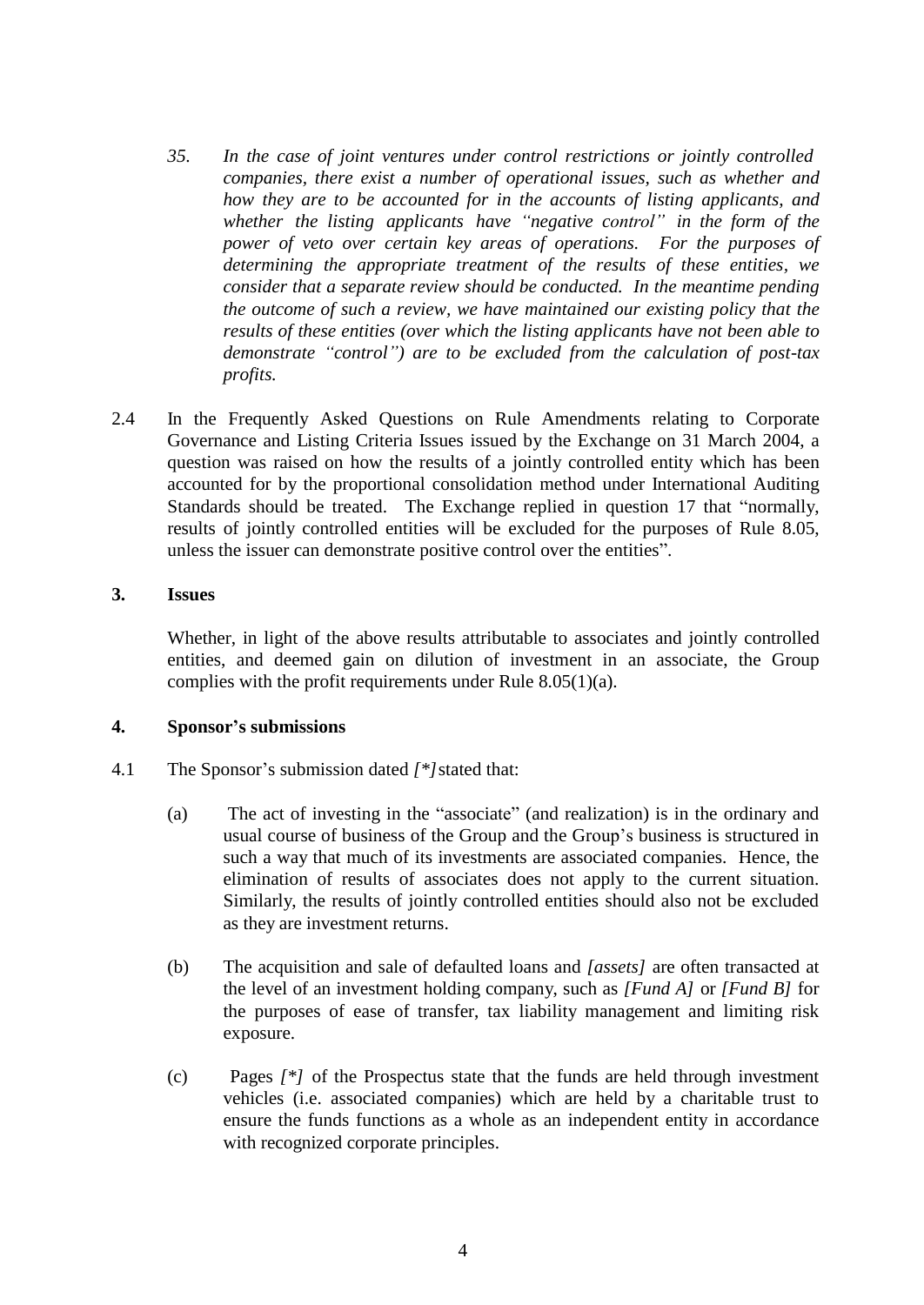*35. In the case of joint ventures under control restrictions or jointly controlled companies, there exist a number of operational issues, such as whether and how they are to be accounted for in the accounts of listing applicants, and whether the listing applicants have "negative control" in the form of the power of veto over certain key areas of operations. For the purposes of determining the appropriate treatment of the results of these entities, we consider that a separate review should be conducted. In the meantime pending the outcome of such a review, we have maintained our existing policy that the results of these entities (over which the listing applicants have not been able to demonstrate "control") are to be excluded from the calculation of post-tax profits.*

2.4 In the Frequently Asked Questions on Rule Amendments relating to Corporate Governance and Listing Criteria Issues issued by the Exchange on 31 March 2004, a question was raised on how the results of a jointly controlled entity which has been accounted for by the proportional consolidation method under International Auditing Standards should be treated. The Exchange replied in question 17 that "normally, results of jointly controlled entities will be excluded for the purposes of Rule 8.05, unless the issuer can demonstrate positive control over the entities".

## 3. Issues

Whether, in light of the above results attributable to associates and jointly controlled entities, and deemed gain on dilution of investment in an associate, the Group complies with the profit requirements under Rule 8.05(1)(a).

## 4. Sponsor's submissions

4.1 The Sponsor's submission dated *[*]* stated that:

(a) The act of investing in the "associate" (and realization) is in the ordinary and usual course of business of the Group and the Group's business is structured in such a way that much of its investments are associated companies. Hence, the elimination of results of associates does not apply to the current situation. Similarly, the results of jointly controlled entities should also not be excluded as they are investment returns.

(b) The acquisition and sale of defaulted loans and *[assets]* are often transacted at the level of an investment holding company, such as *[Fund A]* or *[Fund B]* for the purposes of ease of transfer, tax liability management and limiting risk exposure.

(c) Pages *[*]* of the Prospectus state that the funds are held through investment vehicles (i.e. associated companies) which are held by a charitable trust to ensure the funds functions as a whole as an independent entity in accordance with recognized corporate principles.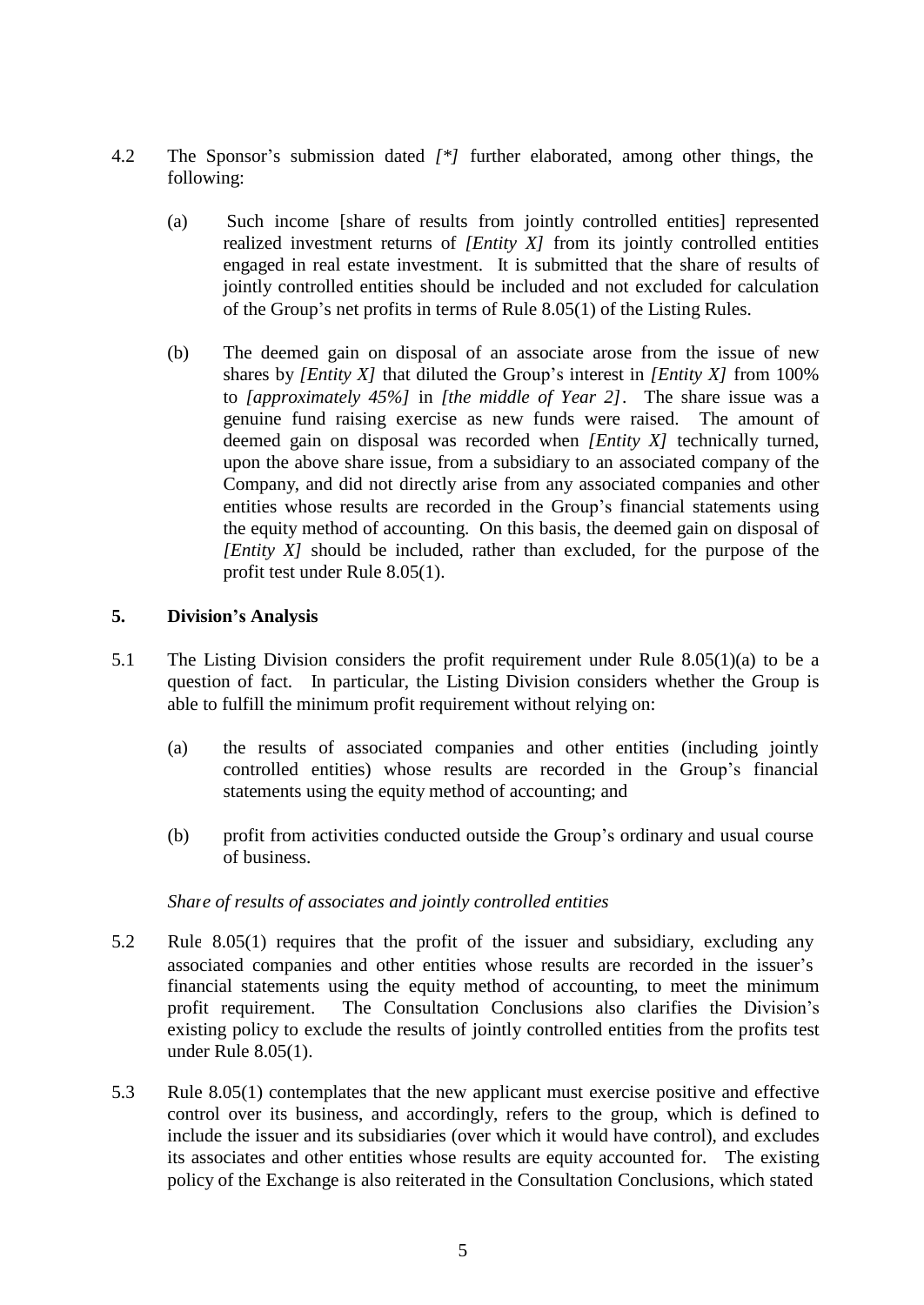4.2 The Sponsor's submission dated *[*]* further elaborated, among other things, the following:

(a) Such income [share of results from jointly controlled entities] represented realized investment returns of *[Entity X]* from its jointly controlled entities engaged in real estate investment. It is submitted that the share of results of jointly controlled entities should be included and not excluded for calculation of the Group's net profits in terms of Rule 8.05(1) of the Listing Rules.

(b) The deemed gain on disposal of an associate arose from the issue of new shares by *[Entity X]* that diluted the Group's interest in *[Entity X]* from 100% to *[approximately 45%]* in *[the middle of Year 2]*. The share issue was a genuine fund raising exercise as new funds were raised. The amount of deemed gain on disposal was recorded when *[Entity X]* technically turned, upon the above share issue, from a subsidiary to an associated company of the Company, and did not directly arise from any associated companies and other entities whose results are recorded in the Group's financial statements using the equity method of accounting. On this basis, the deemed gain on disposal of *[Entity X]* should be included, rather than excluded, for the purpose of the profit test under Rule 8.05(1).

**5. Division's Analysis**

5.1 The Listing Division considers the profit requirement under Rule 8.05(1)(a) to be a question of fact. In particular, the Listing Division considers whether the Group is able to fulfill the minimum profit requirement without relying on:

(a) the results of associated companies and other entities (including jointly controlled entities) whose results are recorded in the Group's financial statements using the equity method of accounting; and

(b) profit from activities conducted outside the Group's ordinary and usual course of business.

*Share of results of associates and jointly controlled entities*

5.2 Rule 8.05(1) requires that the profit of the issuer and subsidiary, excluding any associated companies and other entities whose results are recorded in the issuer's financial statements using the equity method of accounting, to meet the minimum profit requirement. The Consultation Conclusions also clarifies the Division's existing policy to exclude the results of jointly controlled entities from the profits test under Rule 8.05(1).

5.3 Rule 8.05(1) contemplates that the new applicant must exercise positive and effective control over its business, and accordingly, refers to the group, which is defined to include the issuer and its subsidiaries (over which it would have control), and excludes its associates and other entities whose results are equity accounted for. The existing policy of the Exchange is also reiterated in the Consultation Conclusions, which stated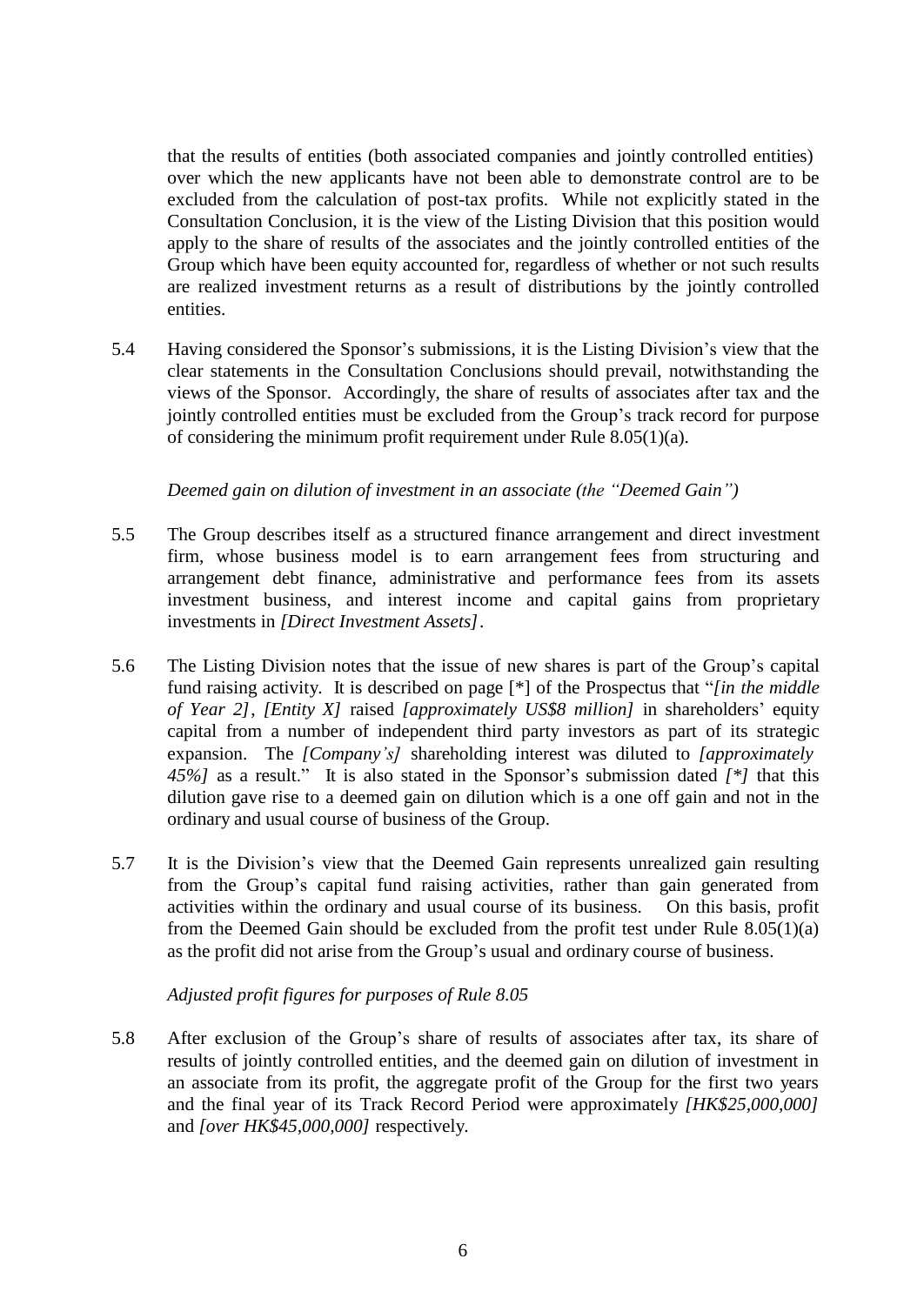that the results of entities (both associated companies and jointly controlled entities) over which the new applicants have not been able to demonstrate control are to be excluded from the calculation of post-tax profits. While not explicitly stated in the Consultation Conclusion, it is the view of the Listing Division that this position would apply to the share of results of the associates and the jointly controlled entities of the Group which have been equity accounted for, regardless of whether or not such results are realized investment returns as a result of distributions by the jointly controlled entities.

5.4 Having considered the Sponsor's submissions, it is the Listing Division's view that the clear statements in the Consultation Conclusions should prevail, notwithstanding the views of the Sponsor. Accordingly, the share of results of associates after tax and the jointly controlled entities must be excluded from the Group's track record for purpose of considering the minimum profit requirement under Rule 8.05(1)(a).

*Deemed gain on dilution of investment in an associate (the "Deemed Gain")*

5.5 The Group describes itself as a structured finance arrangement and direct investment firm, whose business model is to earn arrangement fees from structuring and arrangement debt finance, administrative and performance fees from its assets investment business, and interest income and capital gains from proprietary investments in *[Direct Investment Assets]*.

5.6 The Listing Division notes that the issue of new shares is part of the Group's capital fund raising activity. It is described on page [*] of the Prospectus that "*[in the middle of Year 2]*, *[Entity X]* raised *[approximately US$8 million]* in shareholders' equity capital from a number of independent third party investors as part of its strategic expansion. The *[Company's]* shareholding interest was diluted to *[approximately 45%]* as a result." It is also stated in the Sponsor's submission dated *[*]* that this dilution gave rise to a deemed gain on dilution which is a one off gain and not in the ordinary and usual course of business of the Group.

5.7 It is the Division's view that the Deemed Gain represents unrealized gain resulting from the Group's capital fund raising activities, rather than gain generated from activities within the ordinary and usual course of its business. On this basis, profit from the Deemed Gain should be excluded from the profit test under Rule 8.05(1)(a) as the profit did not arise from the Group's usual and ordinary course of business.

*Adjusted profit figures for purposes of Rule 8.05*

5.8 After exclusion of the Group's share of results of associates after tax, its share of results of jointly controlled entities, and the deemed gain on dilution of investment in an associate from its profit, the aggregate profit of the Group for the first two years and the final year of its Track Record Period were approximately *[HK$25,000,000]* and *[over HK$45,000,000]* respectively.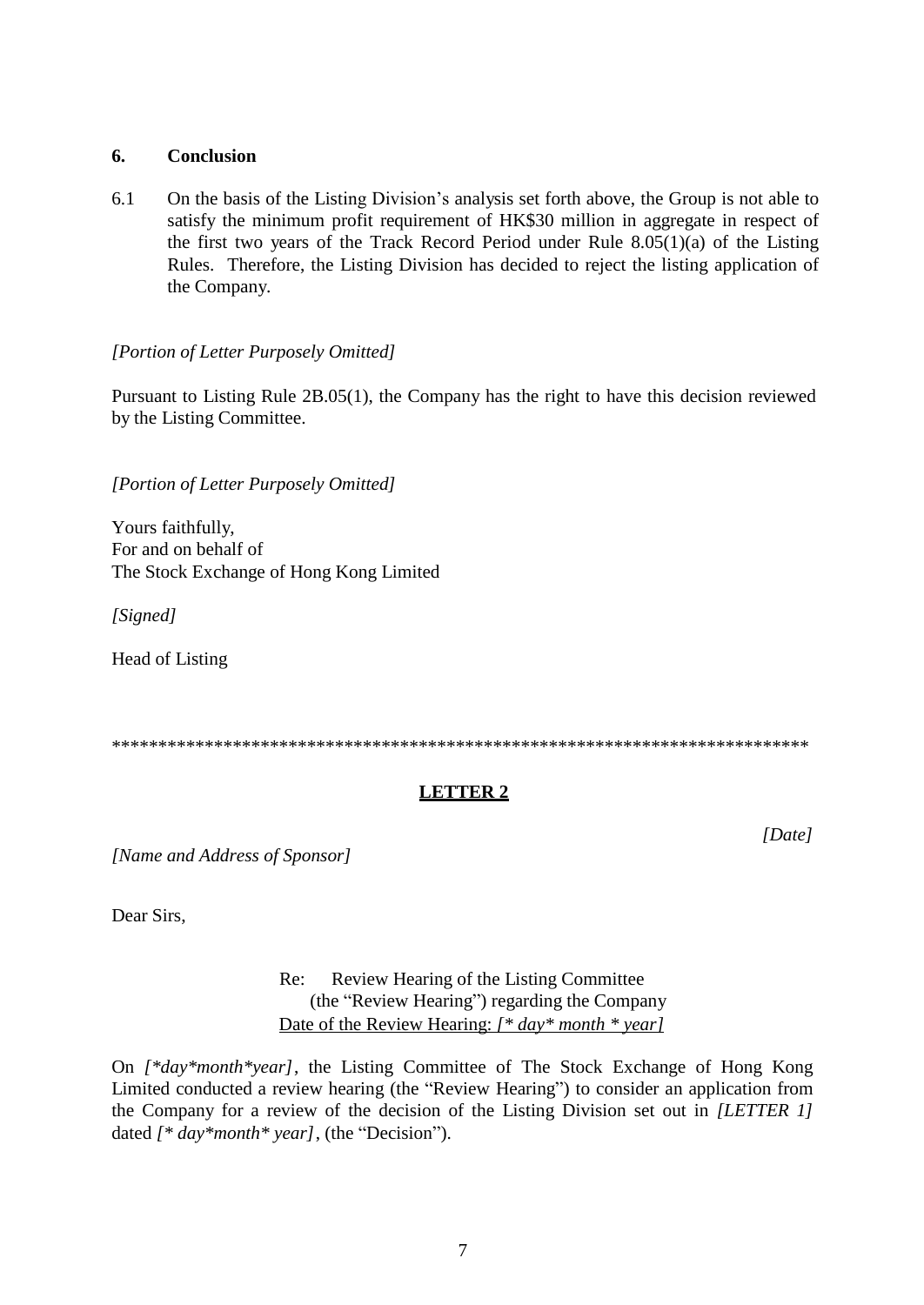## 6. Conclusion

6.1 On the basis of the Listing Division's analysis set forth above, the Group is not able to satisfy the minimum profit requirement of HK$30 million in aggregate in respect of the first two years of the Track Record Period under Rule 8.05(1)(a) of the Listing Rules. Therefore, the Listing Division has decided to reject the listing application of the Company.

*[Portion of Letter Purposely Omitted]*

Pursuant to Listing Rule 2B.05(1), the Company has the right to have this decision reviewed by the Listing Committee.

*[Portion of Letter Purposely Omitted]*

Yours faithfully,
For and on behalf of
The Stock Exchange of Hong Kong Limited

*[Signed]*

Head of Listing

\*\*\*\*\*\*\*\*\*\*\*\*\*\*\*\*\*\*\*\*\*\*\*\*\*\*\*\*\*\*\*\*\*\*\*\*\*\*\*\*\*\*\*\*\*\*\*\*\*\*\*\*\*\*\*\*\*\*\*\*\*\*\*\*\*\*\*\*\*\*\*\*\*\*

## LETTER 2

*[Date]*

*[Name and Address of Sponsor]*

Dear Sirs,

Re: Review Hearing of the Listing Committee (the "Review Hearing") regarding the Company
<u>Date of the Review Hearing: *[\* day\* month \* year]*</u>

On *[\*day\*month\*year]*, the Listing Committee of The Stock Exchange of Hong Kong Limited conducted a review hearing (the "Review Hearing") to consider an application from the Company for a review of the decision of the Listing Division set out in *[LETTER 1]* dated *[\* day\*month\* year]*, (the "Decision").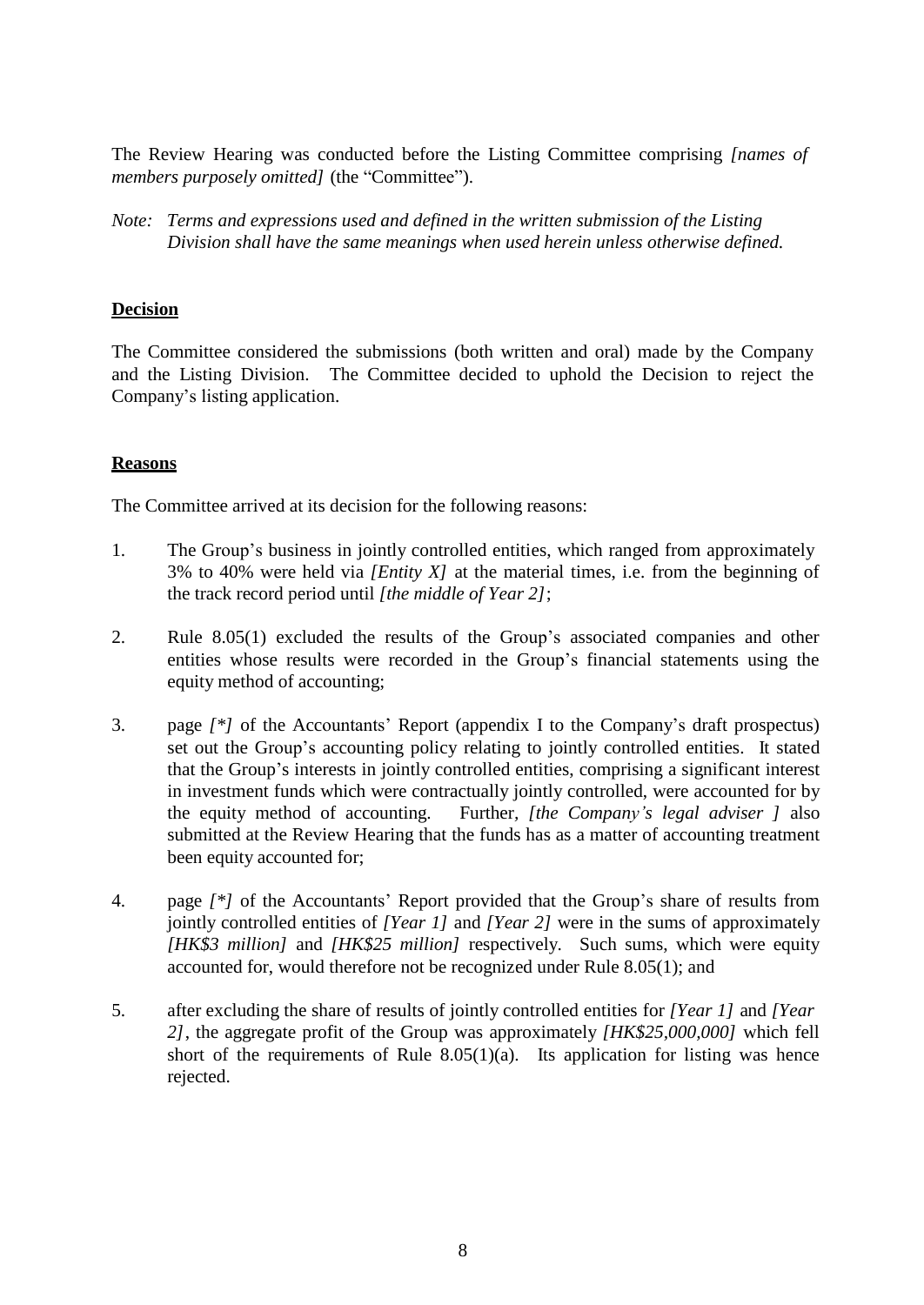The Review Hearing was conducted before the Listing Committee comprising *[names of members purposely omitted]* (the "Committee").

*Note: Terms and expressions used and defined in the written submission of the Listing Division shall have the same meanings when used herein unless otherwise defined.*

**Decision**

The Committee considered the submissions (both written and oral) made by the Company and the Listing Division. The Committee decided to uphold the Decision to reject the Company's listing application.

**Reasons**

The Committee arrived at its decision for the following reasons:

1. The Group's business in jointly controlled entities, which ranged from approximately 3% to 40% were held via *[Entity X]* at the material times, i.e. from the beginning of the track record period until *[the middle of Year 2]*;

2. Rule 8.05(1) excluded the results of the Group's associated companies and other entities whose results were recorded in the Group's financial statements using the equity method of accounting;

3. page *[*]* of the Accountants' Report (appendix I to the Company's draft prospectus) set out the Group's accounting policy relating to jointly controlled entities. It stated that the Group's interests in jointly controlled entities, comprising a significant interest in investment funds which were contractually jointly controlled, were accounted for by the equity method of accounting. Further, *[the Company's legal adviser ]* also submitted at the Review Hearing that the funds has as a matter of accounting treatment been equity accounted for;

4. page *[*]* of the Accountants' Report provided that the Group's share of results from jointly controlled entities of *[Year 1]* and *[Year 2]* were in the sums of approximately *[HK$3 million]* and *[HK$25 million]* respectively. Such sums, which were equity accounted for, would therefore not be recognized under Rule 8.05(1); and

5. after excluding the share of results of jointly controlled entities for *[Year 1]* and *[Year 2]*, the aggregate profit of the Group was approximately *[HK$25,000,000]* which fell short of the requirements of Rule 8.05(1)(a). Its application for listing was hence rejected.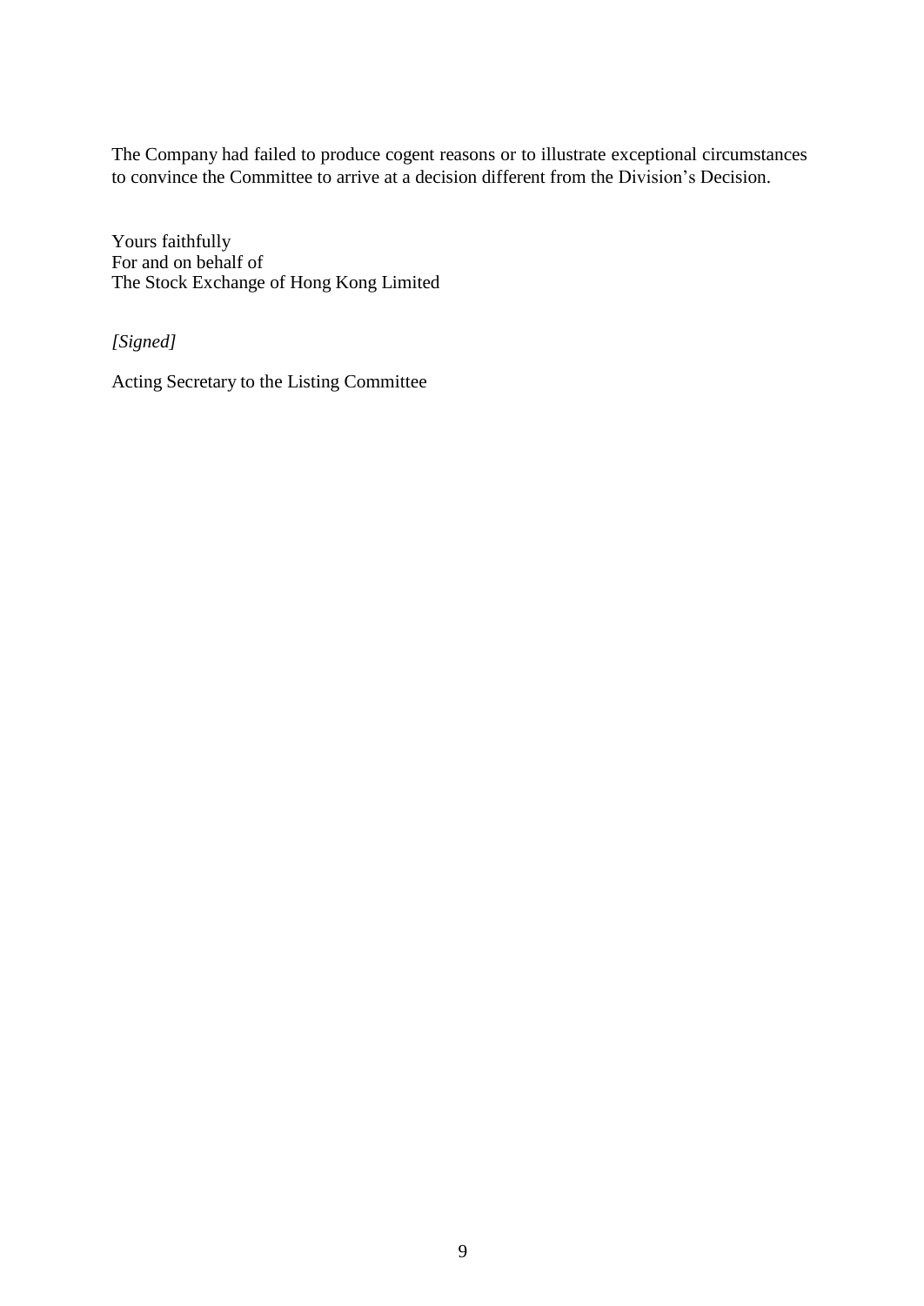The Company had failed to produce cogent reasons or to illustrate exceptional circumstances to convince the Committee to arrive at a decision different from the Division's Decision.

Yours faithfully
For and on behalf of
The Stock Exchange of Hong Kong Limited

*[Signed]*

Acting Secretary to the Listing Committee